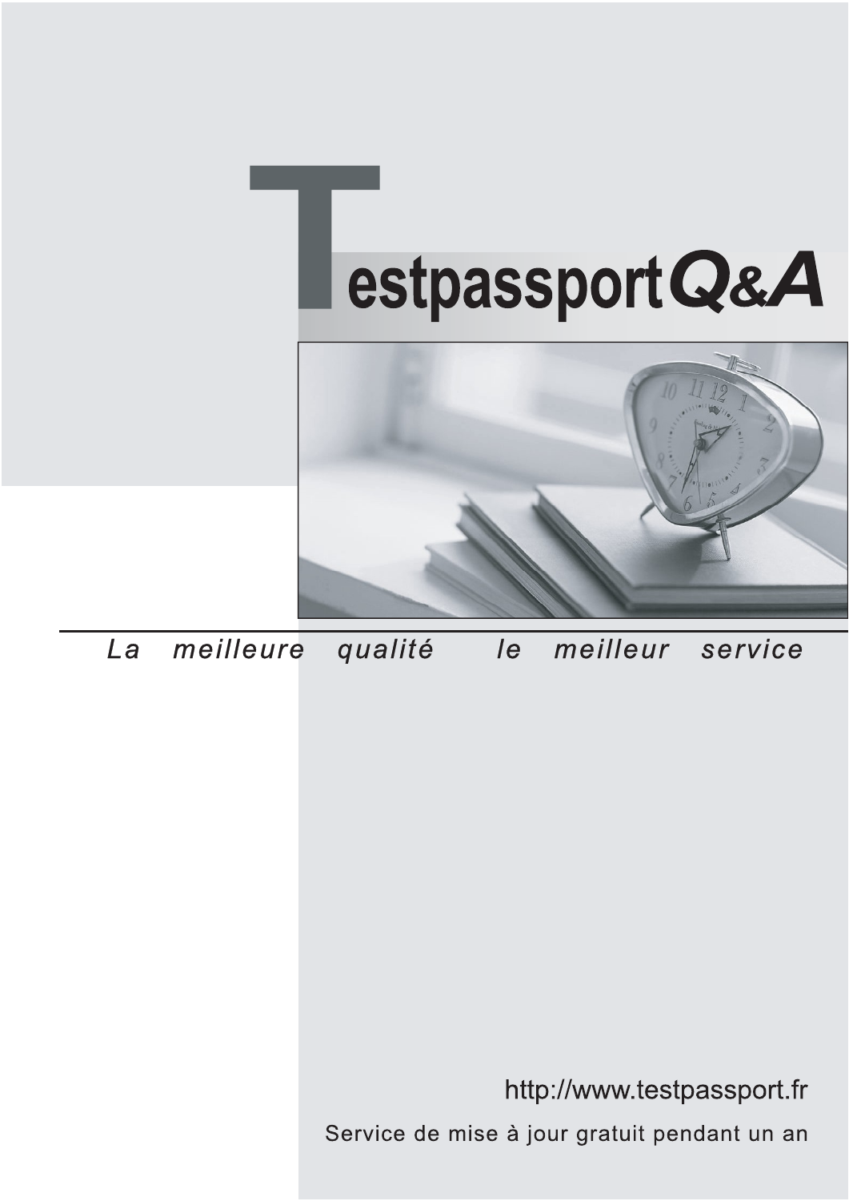# TestpassportQ&A

*La meilleure qualité le meilleur service*

http://www.testpassport.fr

Service de mise à jour gratuit pendant un an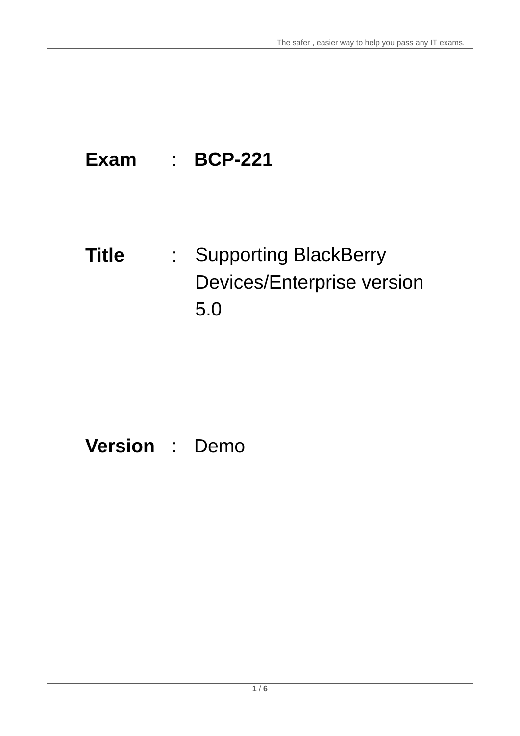**Exam** : **BCP-221**

**Title** : Supporting BlackBerry Devices/Enterprise version 5.0

**Version** : Demo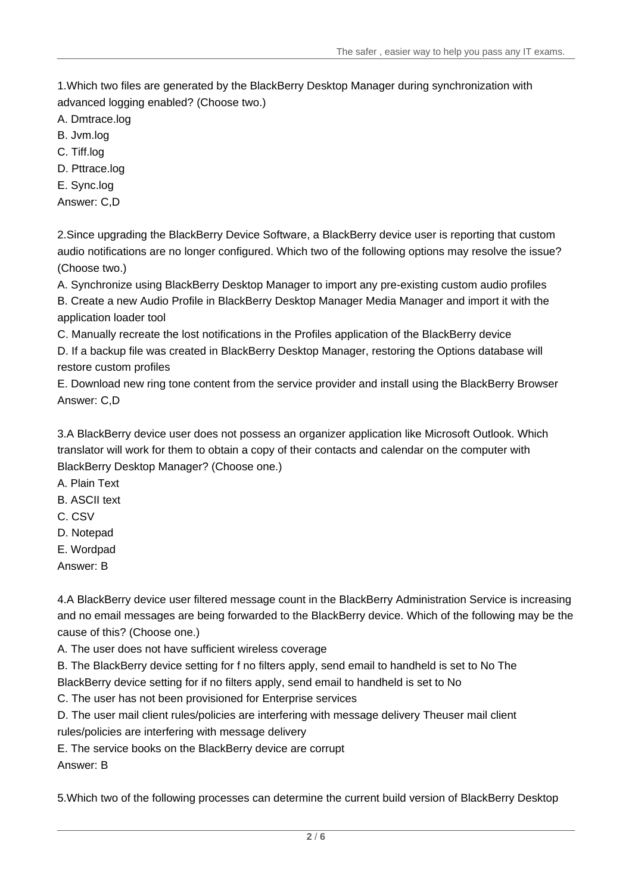1.Which two files are generated by the BlackBerry Desktop Manager during synchronization with advanced logging enabled? (Choose two.)

A. Dmtrace.log
B. Jvm.log
C. Tiff.log
D. Pttrace.log
E. Sync.log

Answer: C,D

2.Since upgrading the BlackBerry Device Software, a BlackBerry device user is reporting that custom audio notifications are no longer configured. Which two of the following options may resolve the issue? (Choose two.)

A. Synchronize using BlackBerry Desktop Manager to import any pre-existing custom audio profiles
B. Create a new Audio Profile in BlackBerry Desktop Manager Media Manager and import it with the application loader tool
C. Manually recreate the lost notifications in the Profiles application of the BlackBerry device
D. If a backup file was created in BlackBerry Desktop Manager, restoring the Options database will restore custom profiles
E. Download new ring tone content from the service provider and install using the BlackBerry Browser

Answer: C,D

3.A BlackBerry device user does not possess an organizer application like Microsoft Outlook. Which translator will work for them to obtain a copy of their contacts and calendar on the computer with BlackBerry Desktop Manager? (Choose one.)

A. Plain Text
B. ASCII text
C. CSV
D. Notepad
E. Wordpad

Answer: B

4.A BlackBerry device user filtered message count in the BlackBerry Administration Service is increasing and no email messages are being forwarded to the BlackBerry device. Which of the following may be the cause of this? (Choose one.)

A. The user does not have sufficient wireless coverage
B. The BlackBerry device setting for f no filters apply, send email to handheld is set to No The BlackBerry device setting for if no filters apply, send email to handheld is set to No
C. The user has not been provisioned for Enterprise services
D. The user mail client rules/policies are interfering with message delivery Theuser mail client rules/policies are interfering with message delivery
E. The service books on the BlackBerry device are corrupt

Answer: B

5.Which two of the following processes can determine the current build version of BlackBerry Desktop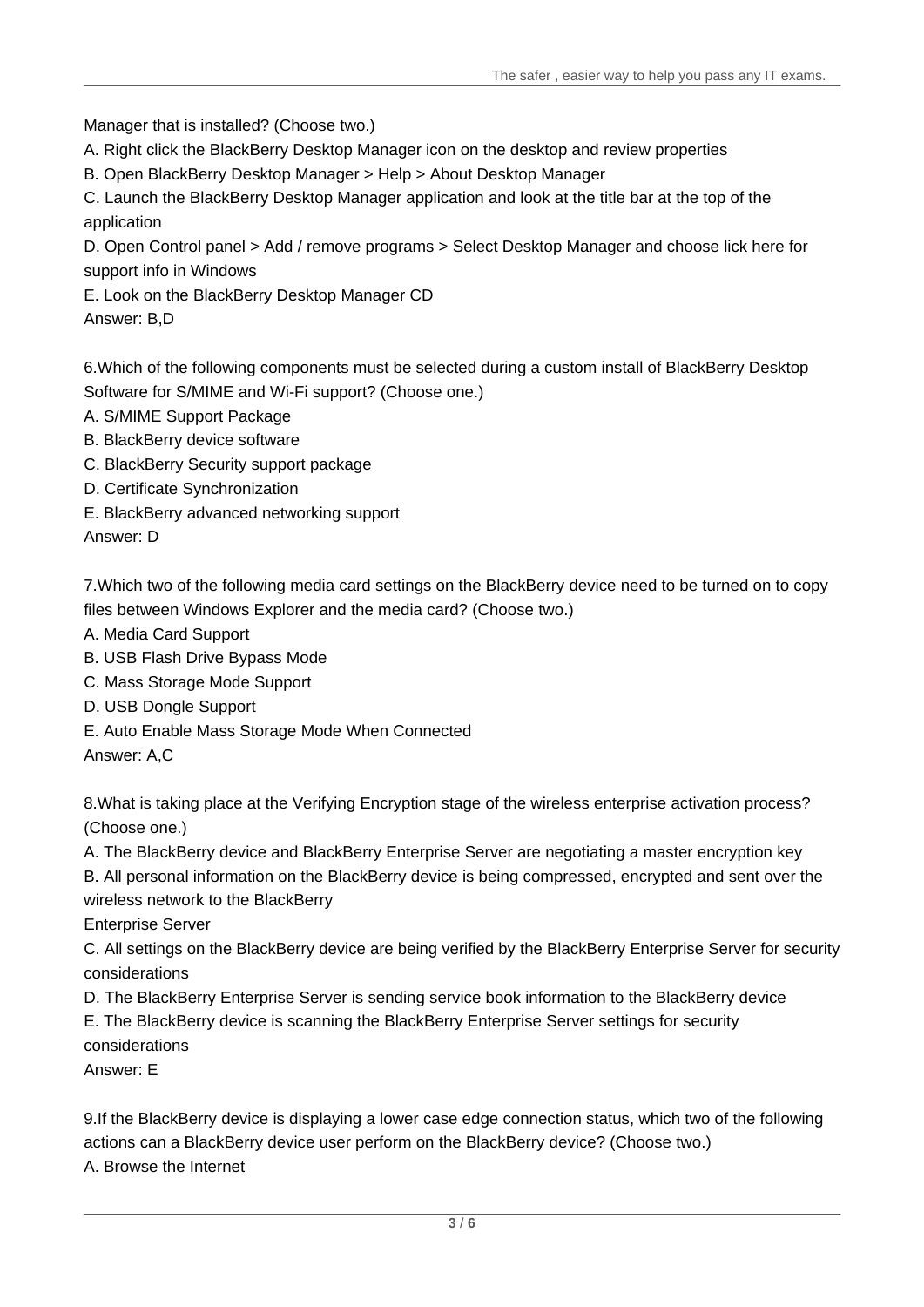Manager that is installed? (Choose two.)

A. Right click the BlackBerry Desktop Manager icon on the desktop and review properties

B. Open BlackBerry Desktop Manager > Help > About Desktop Manager

C. Launch the BlackBerry Desktop Manager application and look at the title bar at the top of the application

D. Open Control panel > Add / remove programs > Select Desktop Manager and choose lick here for support info in Windows

E. Look on the BlackBerry Desktop Manager CD

Answer: B,D

6.Which of the following components must be selected during a custom install of BlackBerry Desktop Software for S/MIME and Wi-Fi support? (Choose one.)

A. S/MIME Support Package

B. BlackBerry device software

C. BlackBerry Security support package

D. Certificate Synchronization

E. BlackBerry advanced networking support

Answer: D

7.Which two of the following media card settings on the BlackBerry device need to be turned on to copy files between Windows Explorer and the media card? (Choose two.)

A. Media Card Support

B. USB Flash Drive Bypass Mode

C. Mass Storage Mode Support

D. USB Dongle Support

E. Auto Enable Mass Storage Mode When Connected

Answer: A,C

8.What is taking place at the Verifying Encryption stage of the wireless enterprise activation process? (Choose one.)

A. The BlackBerry device and BlackBerry Enterprise Server are negotiating a master encryption key

B. All personal information on the BlackBerry device is being compressed, encrypted and sent over the wireless network to the BlackBerry
Enterprise Server

C. All settings on the BlackBerry device are being verified by the BlackBerry Enterprise Server for security considerations

D. The BlackBerry Enterprise Server is sending service book information to the BlackBerry device

E. The BlackBerry device is scanning the BlackBerry Enterprise Server settings for security considerations

Answer: E

9.If the BlackBerry device is displaying a lower case edge connection status, which two of the following actions can a BlackBerry device user perform on the BlackBerry device? (Choose two.)

A. Browse the Internet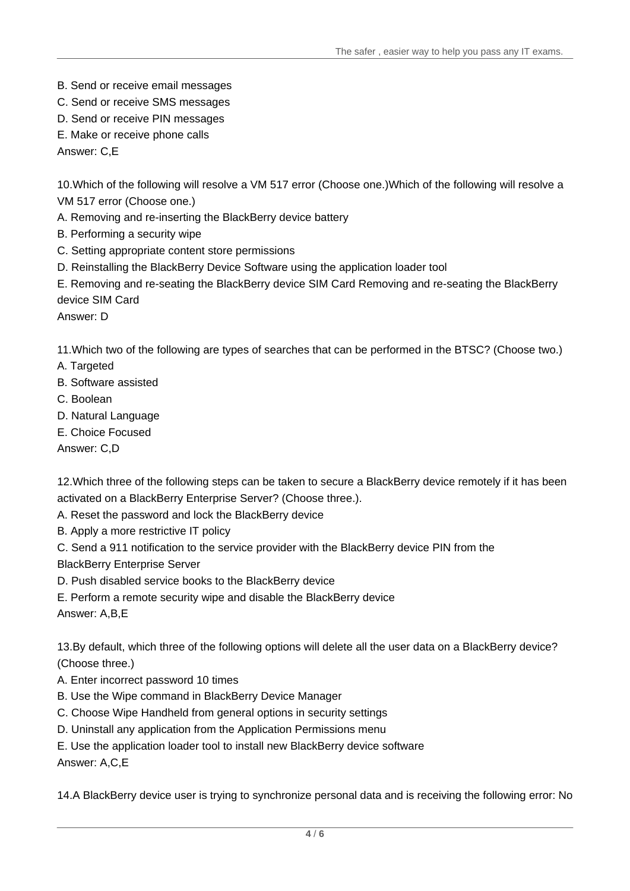B. Send or receive email messages

C. Send or receive SMS messages

D. Send or receive PIN messages

E. Make or receive phone calls

Answer: C,E

10.Which of the following will resolve a VM 517 error (Choose one.)Which of the following will resolve a VM 517 error (Choose one.)

A. Removing and re-inserting the BlackBerry device battery

B. Performing a security wipe

C. Setting appropriate content store permissions

D. Reinstalling the BlackBerry Device Software using the application loader tool

E. Removing and re-seating the BlackBerry device SIM Card Removing and re-seating the BlackBerry device SIM Card

Answer: D

11.Which two of the following are types of searches that can be performed in the BTSC? (Choose two.)

A. Targeted

B. Software assisted

C. Boolean

D. Natural Language

E. Choice Focused

Answer: C,D

12.Which three of the following steps can be taken to secure a BlackBerry device remotely if it has been activated on a BlackBerry Enterprise Server? (Choose three.).

A. Reset the password and lock the BlackBerry device

B. Apply a more restrictive IT policy

C. Send a 911 notification to the service provider with the BlackBerry device PIN from the BlackBerry Enterprise Server

D. Push disabled service books to the BlackBerry device

E. Perform a remote security wipe and disable the BlackBerry device

Answer: A,B,E

13.By default, which three of the following options will delete all the user data on a BlackBerry device? (Choose three.)

A. Enter incorrect password 10 times

B. Use the Wipe command in BlackBerry Device Manager

C. Choose Wipe Handheld from general options in security settings

D. Uninstall any application from the Application Permissions menu

E. Use the application loader tool to install new BlackBerry device software

Answer: A,C,E

14.A BlackBerry device user is trying to synchronize personal data and is receiving the following error: No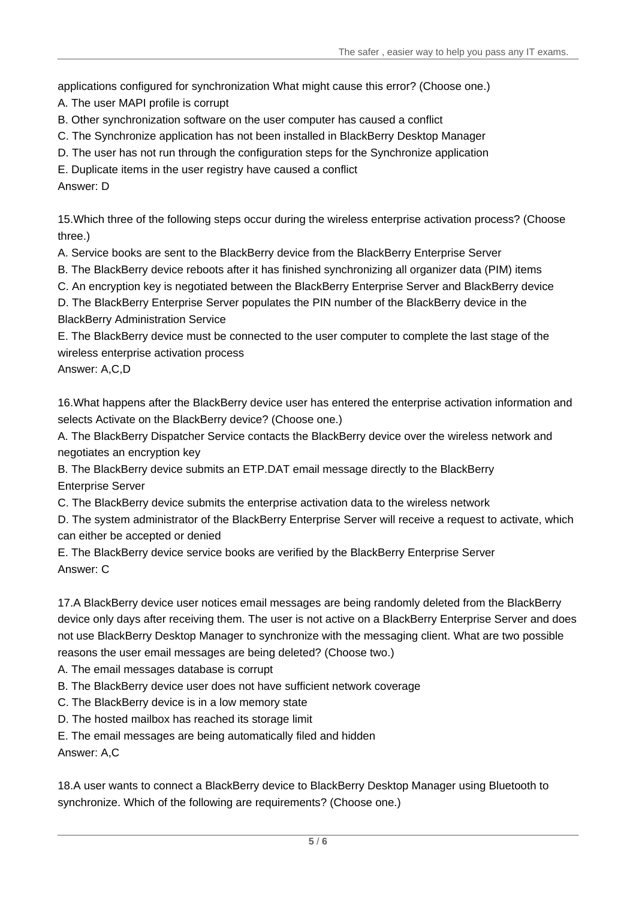applications configured for synchronization What might cause this error? (Choose one.)

A. The user MAPI profile is corrupt

B. Other synchronization software on the user computer has caused a conflict

C. The Synchronize application has not been installed in BlackBerry Desktop Manager

D. The user has not run through the configuration steps for the Synchronize application

E. Duplicate items in the user registry have caused a conflict

Answer: D

15.Which three of the following steps occur during the wireless enterprise activation process? (Choose three.)

A. Service books are sent to the BlackBerry device from the BlackBerry Enterprise Server

B. The BlackBerry device reboots after it has finished synchronizing all organizer data (PIM) items

C. An encryption key is negotiated between the BlackBerry Enterprise Server and BlackBerry device

D. The BlackBerry Enterprise Server populates the PIN number of the BlackBerry device in the BlackBerry Administration Service

E. The BlackBerry device must be connected to the user computer to complete the last stage of the wireless enterprise activation process

Answer: A,C,D

16.What happens after the BlackBerry device user has entered the enterprise activation information and selects Activate on the BlackBerry device? (Choose one.)

A. The BlackBerry Dispatcher Service contacts the BlackBerry device over the wireless network and negotiates an encryption key

B. The BlackBerry device submits an ETP.DAT email message directly to the BlackBerry Enterprise Server

C. The BlackBerry device submits the enterprise activation data to the wireless network

D. The system administrator of the BlackBerry Enterprise Server will receive a request to activate, which can either be accepted or denied

E. The BlackBerry device service books are verified by the BlackBerry Enterprise Server

Answer: C

17.A BlackBerry device user notices email messages are being randomly deleted from the BlackBerry device only days after receiving them. The user is not active on a BlackBerry Enterprise Server and does not use BlackBerry Desktop Manager to synchronize with the messaging client. What are two possible reasons the user email messages are being deleted? (Choose two.)

A. The email messages database is corrupt

B. The BlackBerry device user does not have sufficient network coverage

C. The BlackBerry device is in a low memory state

D. The hosted mailbox has reached its storage limit

E. The email messages are being automatically filed and hidden

Answer: A,C

18.A user wants to connect a BlackBerry device to BlackBerry Desktop Manager using Bluetooth to synchronize. Which of the following are requirements? (Choose one.)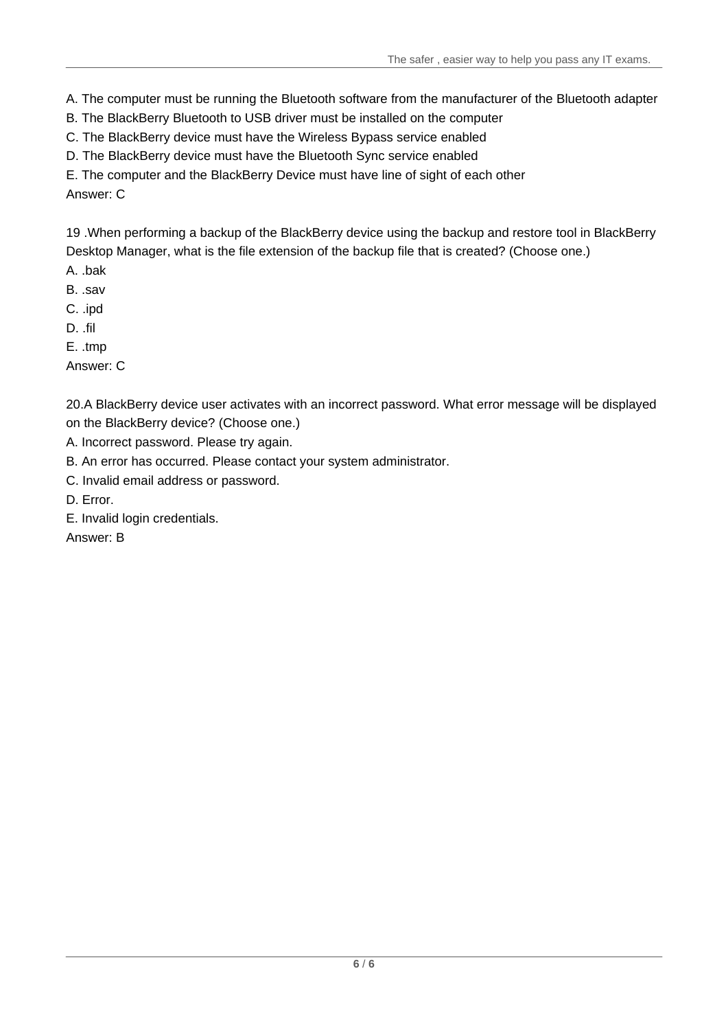A. The computer must be running the Bluetooth software from the manufacturer of the Bluetooth adapter
B. The BlackBerry Bluetooth to USB driver must be installed on the computer
C. The BlackBerry device must have the Wireless Bypass service enabled
D. The BlackBerry device must have the Bluetooth Sync service enabled
E. The computer and the BlackBerry Device must have line of sight of each other
Answer: C

19 .When performing a backup of the BlackBerry device using the backup and restore tool in BlackBerry Desktop Manager, what is the file extension of the backup file that is created? (Choose one.)
A. .bak
B. .sav
C. .ipd
D. .fil
E. .tmp
Answer: C

20.A BlackBerry device user activates with an incorrect password. What error message will be displayed on the BlackBerry device? (Choose one.)
A. Incorrect password. Please try again.
B. An error has occurred. Please contact your system administrator.
C. Invalid email address or password.
D. Error.
E. Invalid login credentials.
Answer: B